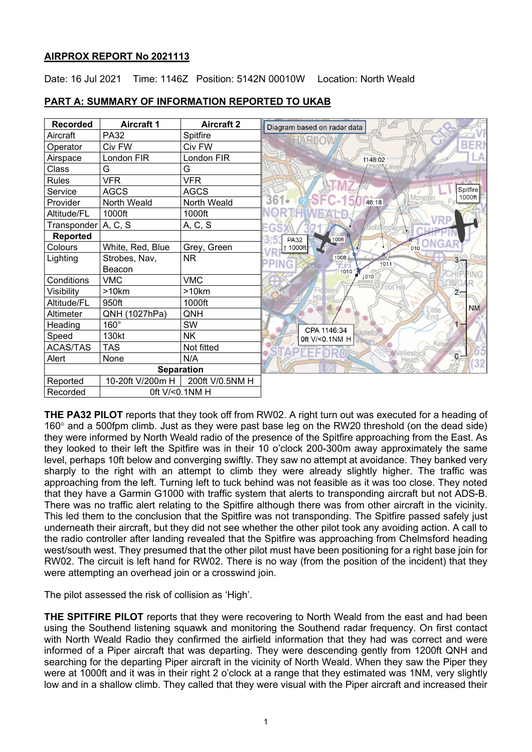# AIRPROX REPORT No 2021113

Date: 16 Jul 2021 Time: 1146Z Position: 5142N 00010W Location: North Weald

## PART A: SUMMARY OF INFORMATION REPORTED TO UKAB

| Recorded | Aircraft 1 | Aircraft 2 |
|---|---|---|
| Aircraft | PA32 | Spitfire |
| Operator | Civ FW | Civ FW |
| Airspace | London FIR | London FIR |
| Class | G | G |
| Rules | VFR | VFR |
| Service | AGCS | AGCS |
| Provider | North Weald | North Weald |
| Altitude/FL | 1000ft | 1000ft |
| Transponder | A, C, S | A, C, S |
| **Reported** | | |
| Colours | White, Red, Blue | Grey, Green |
| Lighting | Strobes, Nav, Beacon | NR |
| Conditions | VMC | VMC |
| Visibility | >10km | >10km |
| Altitude/FL | 950ft | 1000ft |
| Altimeter | QNH (1027hPa) | QNH |
| Heading | 160° | SW |
| Speed | 130kt | NK |
| ACAS/TAS | TAS | Not fitted |
| Alert | None | N/A |
| **Separation** | | |
| Reported | 10-20ft V/200m H | 200ft V/0.5NM H |
| Recorded | 0ft V/<0.1NM H | |

Diagram based on radar data

CPA 1146:34
0ft V/<0.1NM H

**THE PA32 PILOT** reports that they took off from RW02. A right turn out was executed for a heading of 160° and a 500fpm climb. Just as they were past base leg on the RW20 threshold (on the dead side) they were informed by North Weald radio of the presence of the Spitfire approaching from the East. As they looked to their left the Spitfire was in their 10 o'clock 200-300m away approximately the same level, perhaps 10ft below and converging swiftly. They saw no attempt at avoidance. They banked very sharply to the right with an attempt to climb they were already slightly higher. The traffic was approaching from the left. Turning left to tuck behind was not feasible as it was too close. They noted that they have a Garmin G1000 with traffic system that alerts to transponding aircraft but not ADS-B. There was no traffic alert relating to the Spitfire although there was from other aircraft in the vicinity. This led them to the conclusion that the Spitfire was not transponding. The Spitfire passed safely just underneath their aircraft, but they did not see whether the other pilot took any avoiding action. A call to the radio controller after landing revealed that the Spitfire was approaching from Chelmsford heading west/south west. They presumed that the other pilot must have been positioning for a right base join for RW02. The circuit is left hand for RW02. There is no way (from the position of the incident) that they were attempting an overhead join or a crosswind join.

The pilot assessed the risk of collision as 'High'.

**THE SPITFIRE PILOT** reports that they were recovering to North Weald from the east and had been using the Southend listening squawk and monitoring the Southend radar frequency. On first contact with North Weald Radio they confirmed the airfield information that they had was correct and were informed of a Piper aircraft that was departing. They were descending gently from 1200ft QNH and searching for the departing Piper aircraft in the vicinity of North Weald. When they saw the Piper they were at 1000ft and it was in their right 2 o'clock at a range that they estimated was 1NM, very slightly low and in a shallow climb. They called that they were visual with the Piper aircraft and increased their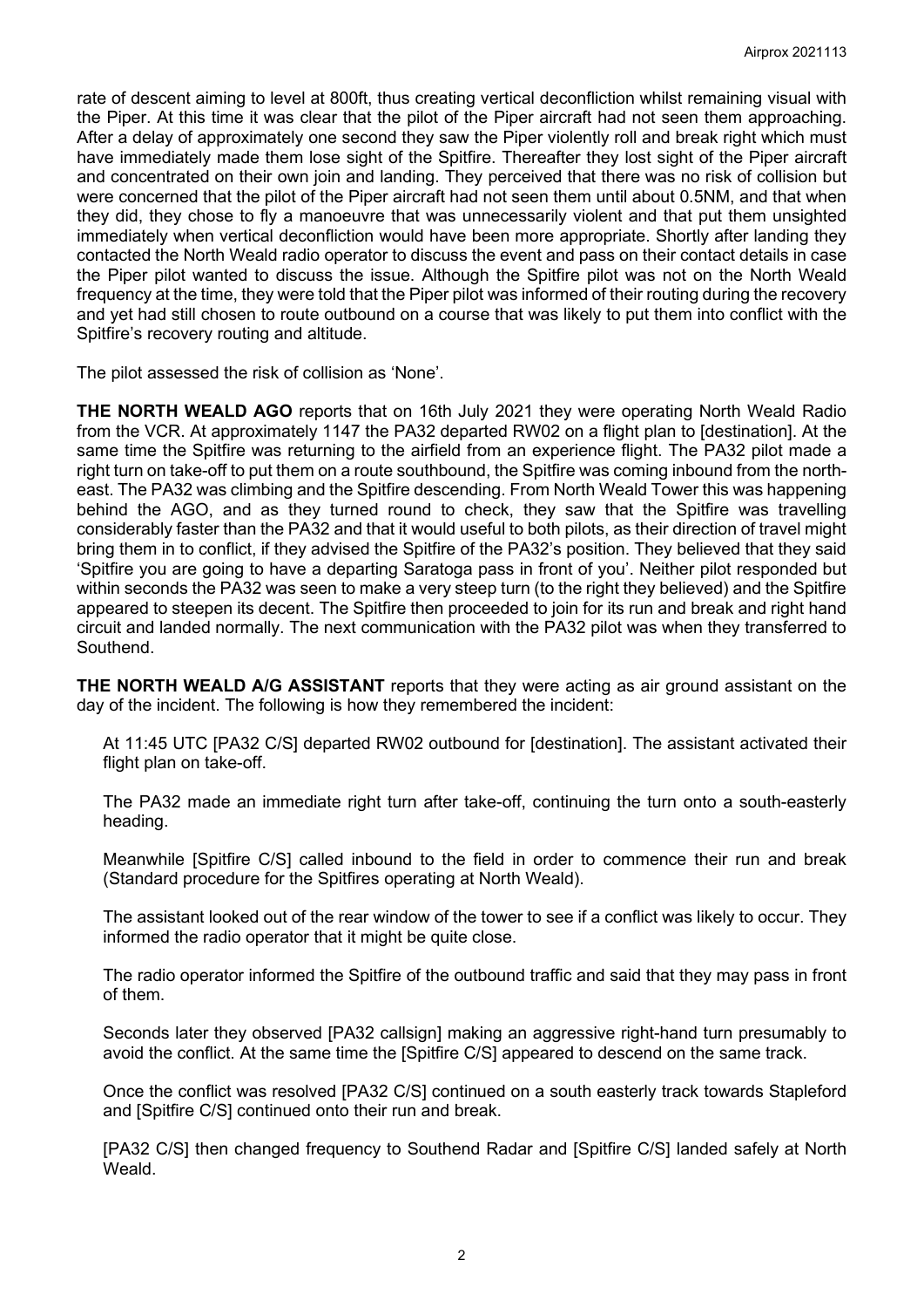rate of descent aiming to level at 800ft, thus creating vertical deconfliction whilst remaining visual with the Piper. At this time it was clear that the pilot of the Piper aircraft had not seen them approaching. After a delay of approximately one second they saw the Piper violently roll and break right which must have immediately made them lose sight of the Spitfire. Thereafter they lost sight of the Piper aircraft and concentrated on their own join and landing. They perceived that there was no risk of collision but were concerned that the pilot of the Piper aircraft had not seen them until about 0.5NM, and that when they did, they chose to fly a manoeuvre that was unnecessarily violent and that put them unsighted immediately when vertical deconfliction would have been more appropriate. Shortly after landing they contacted the North Weald radio operator to discuss the event and pass on their contact details in case the Piper pilot wanted to discuss the issue. Although the Spitfire pilot was not on the North Weald frequency at the time, they were told that the Piper pilot was informed of their routing during the recovery and yet had still chosen to route outbound on a course that was likely to put them into conflict with the Spitfire's recovery routing and altitude.

The pilot assessed the risk of collision as 'None'.

**THE NORTH WEALD AGO** reports that on 16th July 2021 they were operating North Weald Radio from the VCR. At approximately 1147 the PA32 departed RW02 on a flight plan to [destination]. At the same time the Spitfire was returning to the airfield from an experience flight. The PA32 pilot made a right turn on take-off to put them on a route southbound, the Spitfire was coming inbound from the north-east. The PA32 was climbing and the Spitfire descending. From North Weald Tower this was happening behind the AGO, and as they turned round to check, they saw that the Spitfire was travelling considerably faster than the PA32 and that it would useful to both pilots, as their direction of travel might bring them in to conflict, if they advised the Spitfire of the PA32's position. They believed that they said 'Spitfire you are going to have a departing Saratoga pass in front of you'. Neither pilot responded but within seconds the PA32 was seen to make a very steep turn (to the right they believed) and the Spitfire appeared to steepen its decent. The Spitfire then proceeded to join for its run and break and right hand circuit and landed normally. The next communication with the PA32 pilot was when they transferred to Southend.

**THE NORTH WEALD A/G ASSISTANT** reports that they were acting as air ground assistant on the day of the incident. The following is how they remembered the incident:

> At 11:45 UTC [PA32 C/S] departed RW02 outbound for [destination]. The assistant activated their flight plan on take-off.
>
> The PA32 made an immediate right turn after take-off, continuing the turn onto a south-easterly heading.
>
> Meanwhile [Spitfire C/S] called inbound to the field in order to commence their run and break (Standard procedure for the Spitfires operating at North Weald).
>
> The assistant looked out of the rear window of the tower to see if a conflict was likely to occur. They informed the radio operator that it might be quite close.
>
> The radio operator informed the Spitfire of the outbound traffic and said that they may pass in front of them.
>
> Seconds later they observed [PA32 callsign] making an aggressive right-hand turn presumably to avoid the conflict. At the same time the [Spitfire C/S] appeared to descend on the same track.
>
> Once the conflict was resolved [PA32 C/S] continued on a south easterly track towards Stapleford and [Spitfire C/S] continued onto their run and break.
>
> [PA32 C/S] then changed frequency to Southend Radar and [Spitfire C/S] landed safely at North Weald.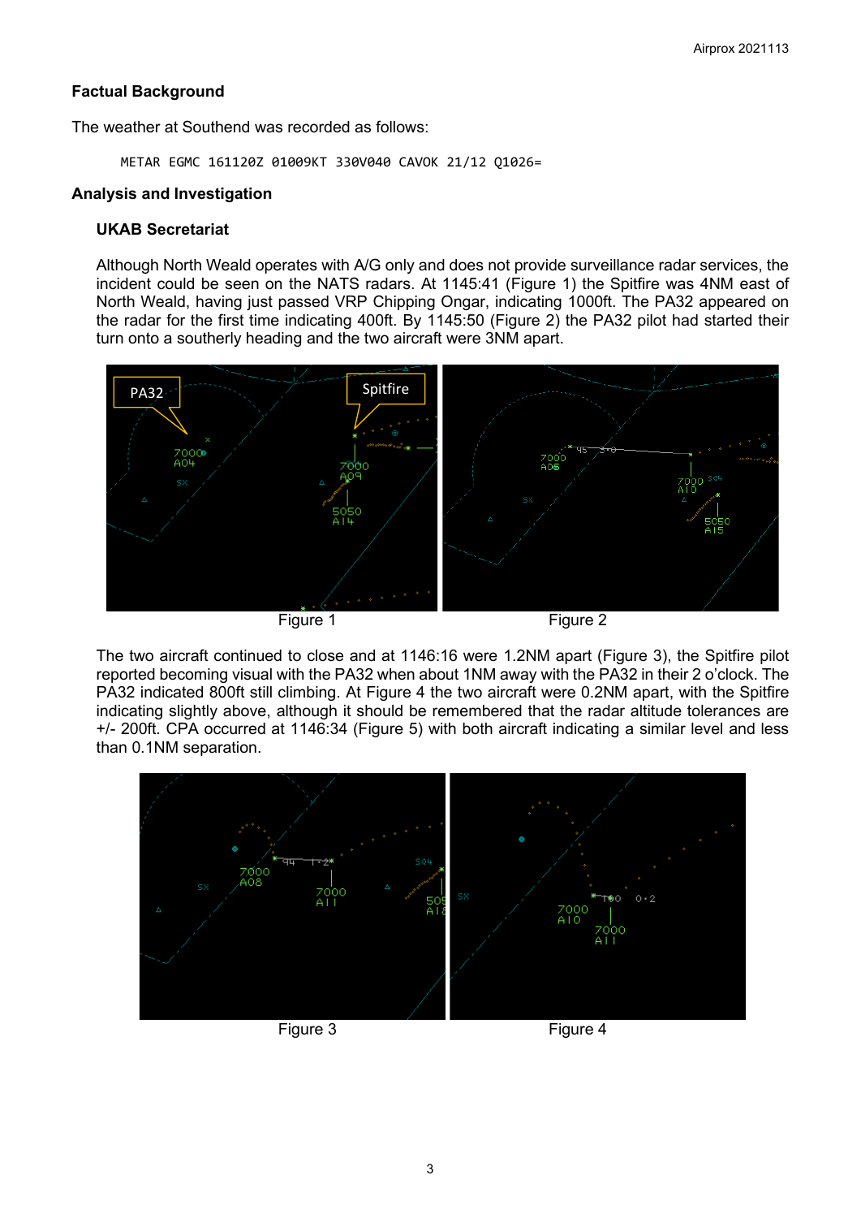## Factual Background

The weather at Southend was recorded as follows:

```
METAR EGMC 161120Z 01009KT 330V040 CAVOK 21/12 Q1026=
```

## Analysis and Investigation

### UKAB Secretariat

Although North Weald operates with A/G only and does not provide surveillance radar services, the incident could be seen on the NATS radars. At 1145:41 (Figure 1) the Spitfire was 4NM east of North Weald, having just passed VRP Chipping Ongar, indicating 1000ft. The PA32 appeared on the radar for the first time indicating 400ft. By 1145:50 (Figure 2) the PA32 pilot had started their turn onto a southerly heading and the two aircraft were 3NM apart.

Figure 1

Figure 2

The two aircraft continued to close and at 1146:16 were 1.2NM apart (Figure 3), the Spitfire pilot reported becoming visual with the PA32 when about 1NM away with the PA32 in their 2 o'clock. The PA32 indicated 800ft still climbing. At Figure 4 the two aircraft were 0.2NM apart, with the Spitfire indicating slightly above, although it should be remembered that the radar altitude tolerances are +/- 200ft. CPA occurred at 1146:34 (Figure 5) with both aircraft indicating a similar level and less than 0.1NM separation.

Figure 3

Figure 4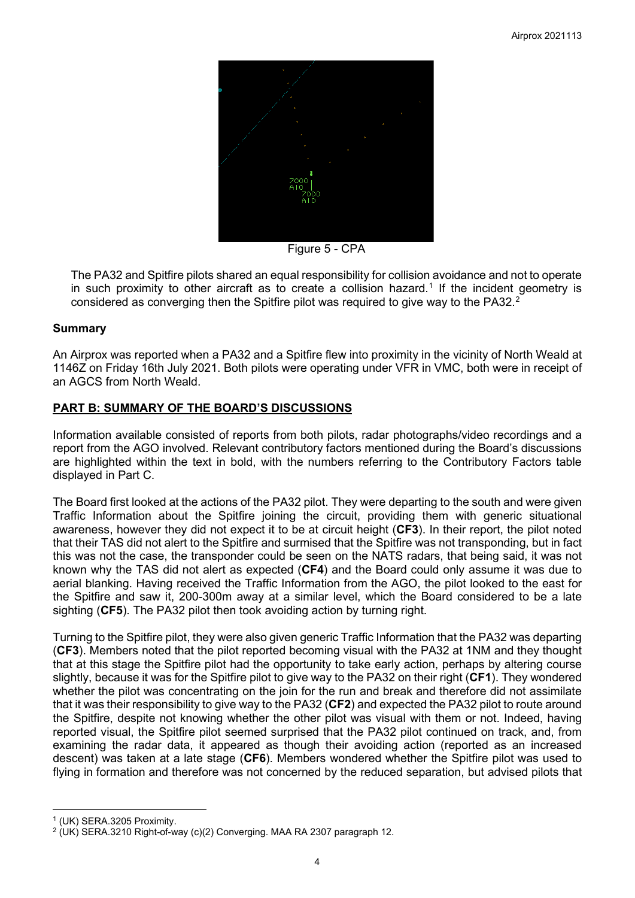Figure 5 - CPA

The PA32 and Spitfire pilots shared an equal responsibility for collision avoidance and not to operate in such proximity to other aircraft as to create a collision hazard.[1] If the incident geometry is considered as converging then the Spitfire pilot was required to give way to the PA32.[2]

### Summary

An Airprox was reported when a PA32 and a Spitfire flew into proximity in the vicinity of North Weald at 1146Z on Friday 16th July 2021. Both pilots were operating under VFR in VMC, both were in receipt of an AGCS from North Weald.

## PART B: SUMMARY OF THE BOARD'S DISCUSSIONS

Information available consisted of reports from both pilots, radar photographs/video recordings and a report from the AGO involved. Relevant contributory factors mentioned during the Board's discussions are highlighted within the text in bold, with the numbers referring to the Contributory Factors table displayed in Part C.

The Board first looked at the actions of the PA32 pilot. They were departing to the south and were given Traffic Information about the Spitfire joining the circuit, providing them with generic situational awareness, however they did not expect it to be at circuit height (**CF3**). In their report, the pilot noted that their TAS did not alert to the Spitfire and surmised that the Spitfire was not transponding, but in fact this was not the case, the transponder could be seen on the NATS radars, that being said, it was not known why the TAS did not alert as expected (**CF4**) and the Board could only assume it was due to aerial blanking. Having received the Traffic Information from the AGO, the pilot looked to the east for the Spitfire and saw it, 200-300m away at a similar level, which the Board considered to be a late sighting (**CF5**). The PA32 pilot then took avoiding action by turning right.

Turning to the Spitfire pilot, they were also given generic Traffic Information that the PA32 was departing (**CF3**). Members noted that the pilot reported becoming visual with the PA32 at 1NM and they thought that at this stage the Spitfire pilot had the opportunity to take early action, perhaps by altering course slightly, because it was for the Spitfire pilot to give way to the PA32 on their right (**CF1**). They wondered whether the pilot was concentrating on the join for the run and break and therefore did not assimilate that it was their responsibility to give way to the PA32 (**CF2**) and expected the PA32 pilot to route around the Spitfire, despite not knowing whether the other pilot was visual with them or not. Indeed, having reported visual, the Spitfire pilot seemed surprised that the PA32 pilot continued on track, and, from examining the radar data, it appeared as though their avoiding action (reported as an increased descent) was taken at a late stage (**CF6**). Members wondered whether the Spitfire pilot was used to flying in formation and therefore was not concerned by the reduced separation, but advised pilots that

[1] (UK) SERA.3205 Proximity.

[2] (UK) SERA.3210 Right-of-way (c)(2) Converging. MAA RA 2307 paragraph 12.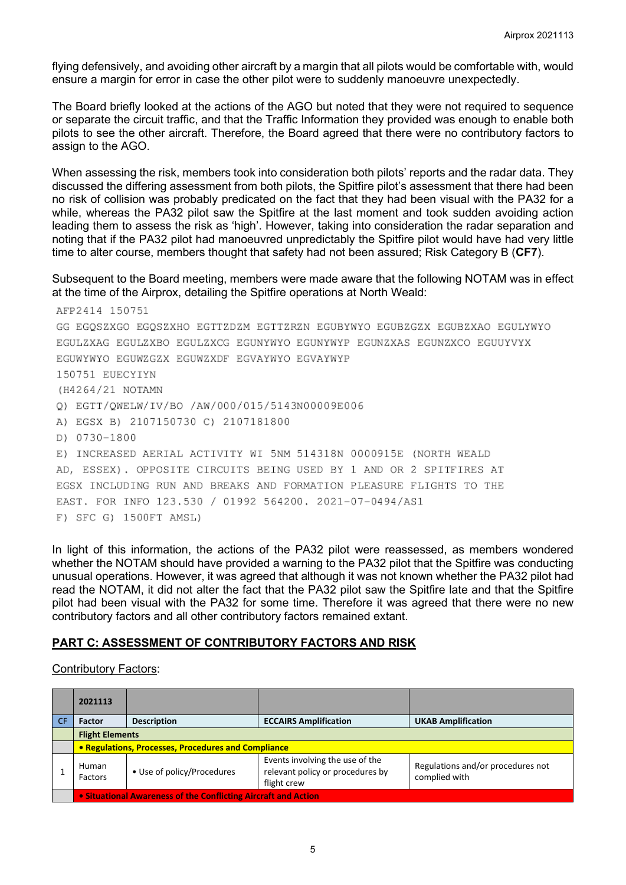flying defensively, and avoiding other aircraft by a margin that all pilots would be comfortable with, would ensure a margin for error in case the other pilot were to suddenly manoeuvre unexpectedly.

The Board briefly looked at the actions of the AGO but noted that they were not required to sequence or separate the circuit traffic, and that the Traffic Information they provided was enough to enable both pilots to see the other aircraft. Therefore, the Board agreed that there were no contributory factors to assign to the AGO.

When assessing the risk, members took into consideration both pilots' reports and the radar data. They discussed the differing assessment from both pilots, the Spitfire pilot's assessment that there had been no risk of collision was probably predicated on the fact that they had been visual with the PA32 for a while, whereas the PA32 pilot saw the Spitfire at the last moment and took sudden avoiding action leading them to assess the risk as 'high'. However, taking into consideration the radar separation and noting that if the PA32 pilot had manoeuvred unpredictably the Spitfire pilot would have had very little time to alter course, members thought that safety had not been assured; Risk Category B (**CF7**).

Subsequent to the Board meeting, members were made aware that the following NOTAM was in effect at the time of the Airprox, detailing the Spitfire operations at North Weald:

```
AFP2414 150751
GG EGQSZXGO EGQSZXHO EGTTZDZM EGTTZRZN EGUBYWYO EGUBZGZX EGUBZXAO EGULYWYO
EGULZXAG EGULZXBO EGULZXCG EGUNYWYO EGUNYWYP EGUNZXAS EGUNZXCO EGUUYVYX
EGUWYWYO EGUWZGZX EGUWZXDF EGVAYWYO EGVAYWYP
150751 EUECYIYN
(H4264/21 NOTAMN
Q) EGTT/QWELW/IV/BO /AW/000/015/5143N00009E006
A) EGSX B) 2107150730 C) 2107181800
D) 0730-1800
E) INCREASED AERIAL ACTIVITY WI 5NM 514318N 0000915E (NORTH WEALD
AD, ESSEX). OPPOSITE CIRCUITS BEING USED BY 1 AND OR 2 SPITFIRES AT
EGSX INCLUDING RUN AND BREAKS AND FORMATION PLEASURE FLIGHTS TO THE
EAST. FOR INFO 123.530 / 01992 564200. 2021-07-0494/AS1
F) SFC G) 1500FT AMSL)
```

In light of this information, the actions of the PA32 pilot were reassessed, as members wondered whether the NOTAM should have provided a warning to the PA32 pilot that the Spitfire was conducting unusual operations. However, it was agreed that although it was not known whether the PA32 pilot had read the NOTAM, it did not alter the fact that the PA32 pilot saw the Spitfire late and that the Spitfire pilot had been visual with the PA32 for some time. Therefore it was agreed that there were no new contributory factors and all other contributory factors remained extant.

## PART C: ASSESSMENT OF CONTRIBUTORY FACTORS AND RISK

Contributory Factors:

| | 2021113 | | | |
|---|---|---|---|---|
| CF | Factor | Description | ECCAIRS Amplification | UKAB Amplification |
| | **Flight Elements** | | | |
| | **• Regulations, Processes, Procedures and Compliance** | | | |
| 1 | Human Factors | • Use of policy/Procedures | Events involving the use of the relevant policy or procedures by flight crew | Regulations and/or procedures not complied with |
| | **• Situational Awareness of the Conflicting Aircraft and Action** | | | |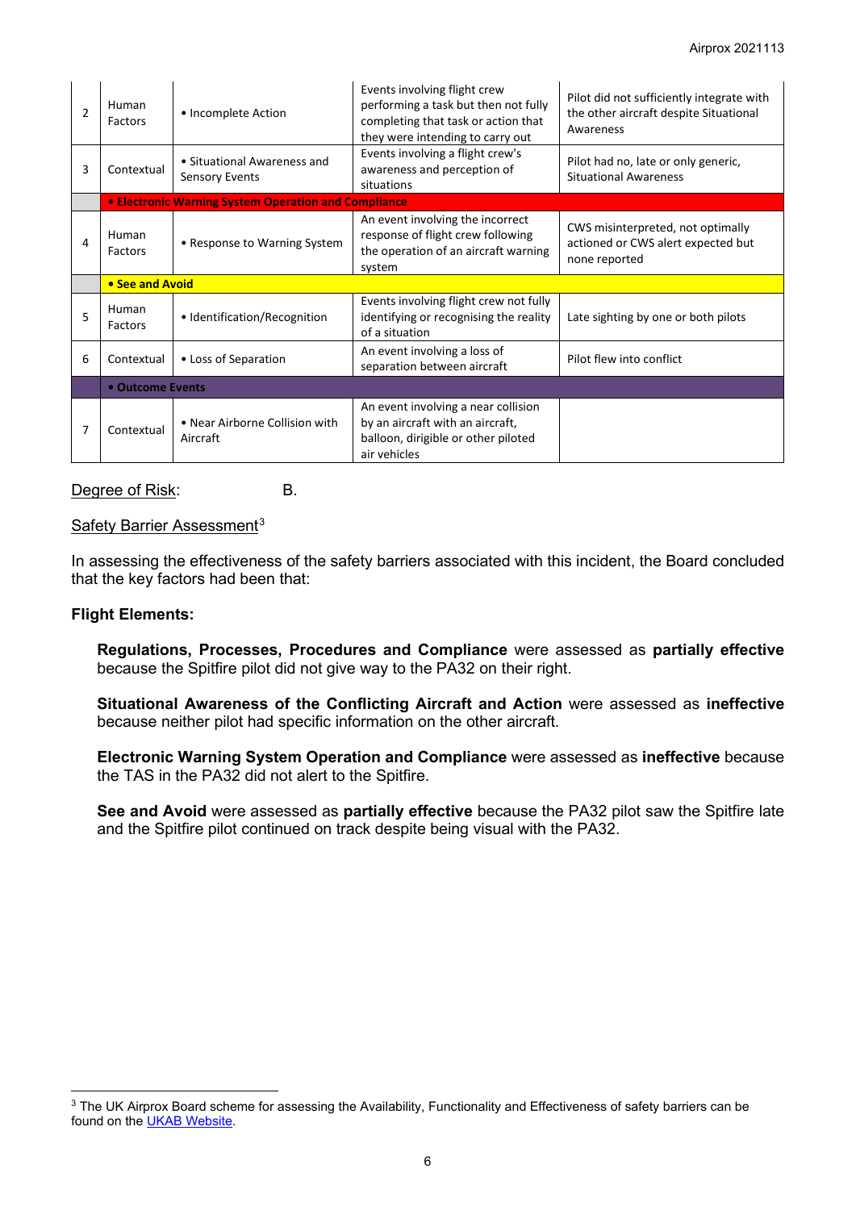| | | | | |
|---|---|---|---|---|
| 2 | Human Factors | • Incomplete Action | Events involving flight crew performing a task but then not fully completing that task or action that they were intending to carry out | Pilot did not sufficiently integrate with the other aircraft despite Situational Awareness |
| 3 | Contextual | • Situational Awareness and Sensory Events | Events involving a flight crew's awareness and perception of situations | Pilot had no, late or only generic, Situational Awareness |
| | **• Electronic Warning System Operation and Compliance** | | | |
| 4 | Human Factors | • Response to Warning System | An event involving the incorrect response of flight crew following the operation of an aircraft warning system | CWS misinterpreted, not optimally actioned or CWS alert expected but none reported |
| | **• See and Avoid** | | | |
| 5 | Human Factors | • Identification/Recognition | Events involving flight crew not fully identifying or recognising the reality of a situation | Late sighting by one or both pilots |
| 6 | Contextual | • Loss of Separation | An event involving a loss of separation between aircraft | Pilot flew into conflict |
| | **• Outcome Events** | | | |
| 7 | Contextual | • Near Airborne Collision with Aircraft | An event involving a near collision by an aircraft with an aircraft, balloon, dirigible or other piloted air vehicles | |

Degree of Risk: B.

Safety Barrier Assessment[3]

In assessing the effectiveness of the safety barriers associated with this incident, the Board concluded that the key factors had been that:

**Flight Elements:**

**Regulations, Processes, Procedures and Compliance** were assessed as **partially effective** because the Spitfire pilot did not give way to the PA32 on their right.

**Situational Awareness of the Conflicting Aircraft and Action** were assessed as **ineffective** because neither pilot had specific information on the other aircraft.

**Electronic Warning System Operation and Compliance** were assessed as **ineffective** because the TAS in the PA32 did not alert to the Spitfire.

**See and Avoid** were assessed as **partially effective** because the PA32 pilot saw the Spitfire late and the Spitfire pilot continued on track despite being visual with the PA32.

---

[3] The UK Airprox Board scheme for assessing the Availability, Functionality and Effectiveness of safety barriers can be found on the UKAB Website.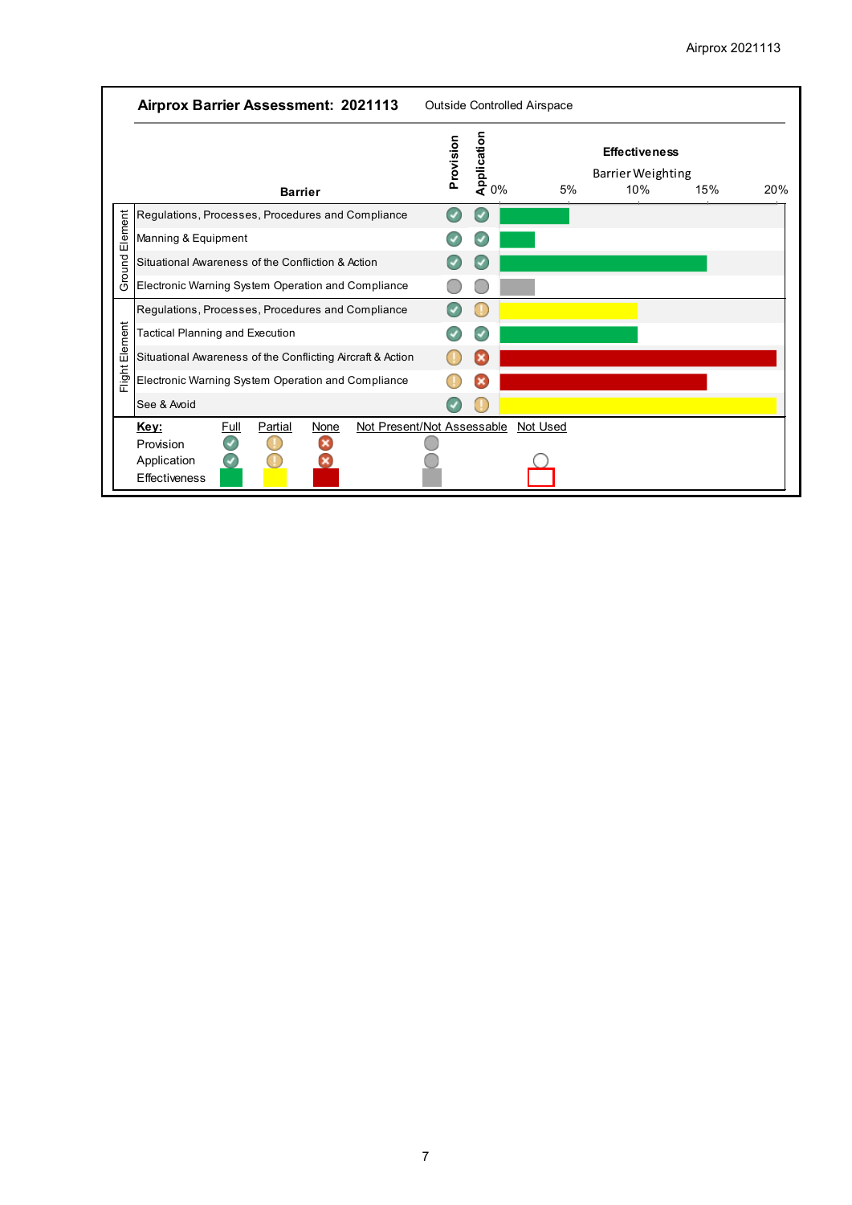**Airprox Barrier Assessment: 2021113** Outside Controlled Airspace

| | Barrier | Provision | Application |
|---|---|---|---|
| Ground Element | Regulations, Processes, Procedures and Compliance | | |
| | Manning & Equipment | | |
| | Situational Awareness of the Confliction & Action | | |
| | Electronic Warning System Operation and Compliance | | |
| Flight Element | Regulations, Processes, Procedures and Compliance | | |
| | Tactical Planning and Execution | | |
| | Situational Awareness of the Conflicting Aircraft & Action | | |
| | Electronic Warning System Operation and Compliance | | |
| | See & Avoid | | |

Effectiveness

Barrier Weighting

0% 5% 10% 15% 20%

**Key:** Full Partial None Not Present/Not Assessable Not Used

Provision

Application

Effectiveness